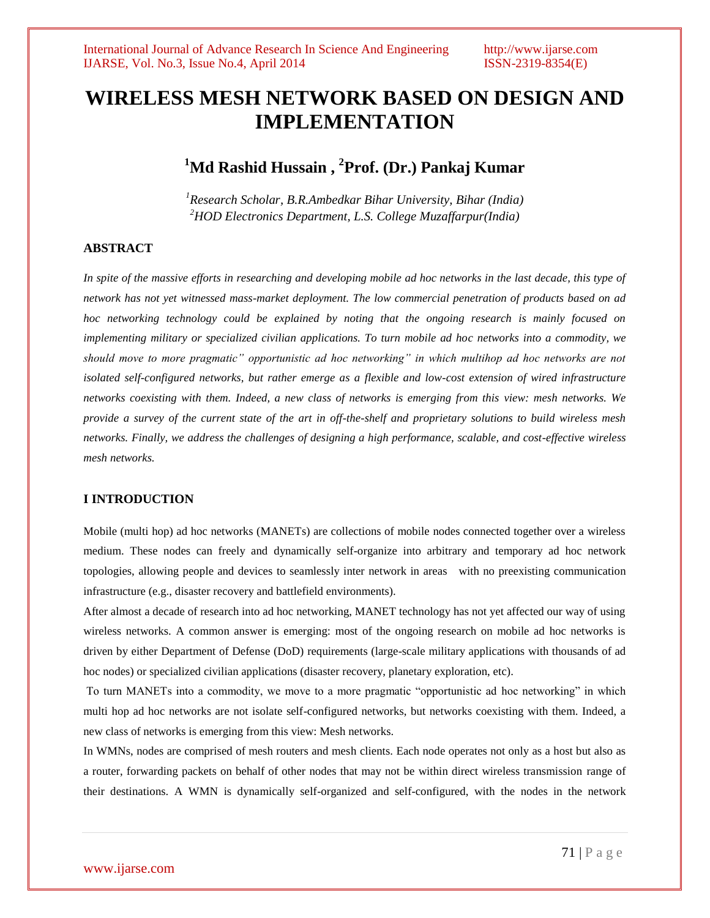# WIRELESS MESH NETWORK BASED ON DESIGN AND IMPLEMENTATION

**[1]Md Rashid Hussain , [2]Prof. (Dr.) Pankaj Kumar**

*[1]Research Scholar, B.R.Ambedkar Bihar University, Bihar (India)*
*[2]HOD Electronics Department, L.S. College Muzaffarpur(India)*

## ABSTRACT

*In spite of the massive efforts in researching and developing mobile ad hoc networks in the last decade, this type of network has not yet witnessed mass-market deployment. The low commercial penetration of products based on ad hoc networking technology could be explained by noting that the ongoing research is mainly focused on implementing military or specialized civilian applications. To turn mobile ad hoc networks into a commodity, we should move to more pragmatic" opportunistic ad hoc networking" in which multihop ad hoc networks are not isolated self-configured networks, but rather emerge as a flexible and low-cost extension of wired infrastructure networks coexisting with them. Indeed, a new class of networks is emerging from this view: mesh networks. We provide a survey of the current state of the art in off-the-shelf and proprietary solutions to build wireless mesh networks. Finally, we address the challenges of designing a high performance, scalable, and cost-effective wireless mesh networks.*

## I INTRODUCTION

Mobile (multi hop) ad hoc networks (MANETs) are collections of mobile nodes connected together over a wireless medium. These nodes can freely and dynamically self-organize into arbitrary and temporary ad hoc network topologies, allowing people and devices to seamlessly inter network in areas with no preexisting communication infrastructure (e.g., disaster recovery and battlefield environments).

After almost a decade of research into ad hoc networking, MANET technology has not yet affected our way of using wireless networks. A common answer is emerging: most of the ongoing research on mobile ad hoc networks is driven by either Department of Defense (DoD) requirements (large-scale military applications with thousands of ad hoc nodes) or specialized civilian applications (disaster recovery, planetary exploration, etc).

To turn MANETs into a commodity, we move to a more pragmatic "opportunistic ad hoc networking" in which multi hop ad hoc networks are not isolate self-configured networks, but networks coexisting with them. Indeed, a new class of networks is emerging from this view: Mesh networks.

In WMNs, nodes are comprised of mesh routers and mesh clients. Each node operates not only as a host but also as a router, forwarding packets on behalf of other nodes that may not be within direct wireless transmission range of their destinations. A WMN is dynamically self-organized and self-configured, with the nodes in the network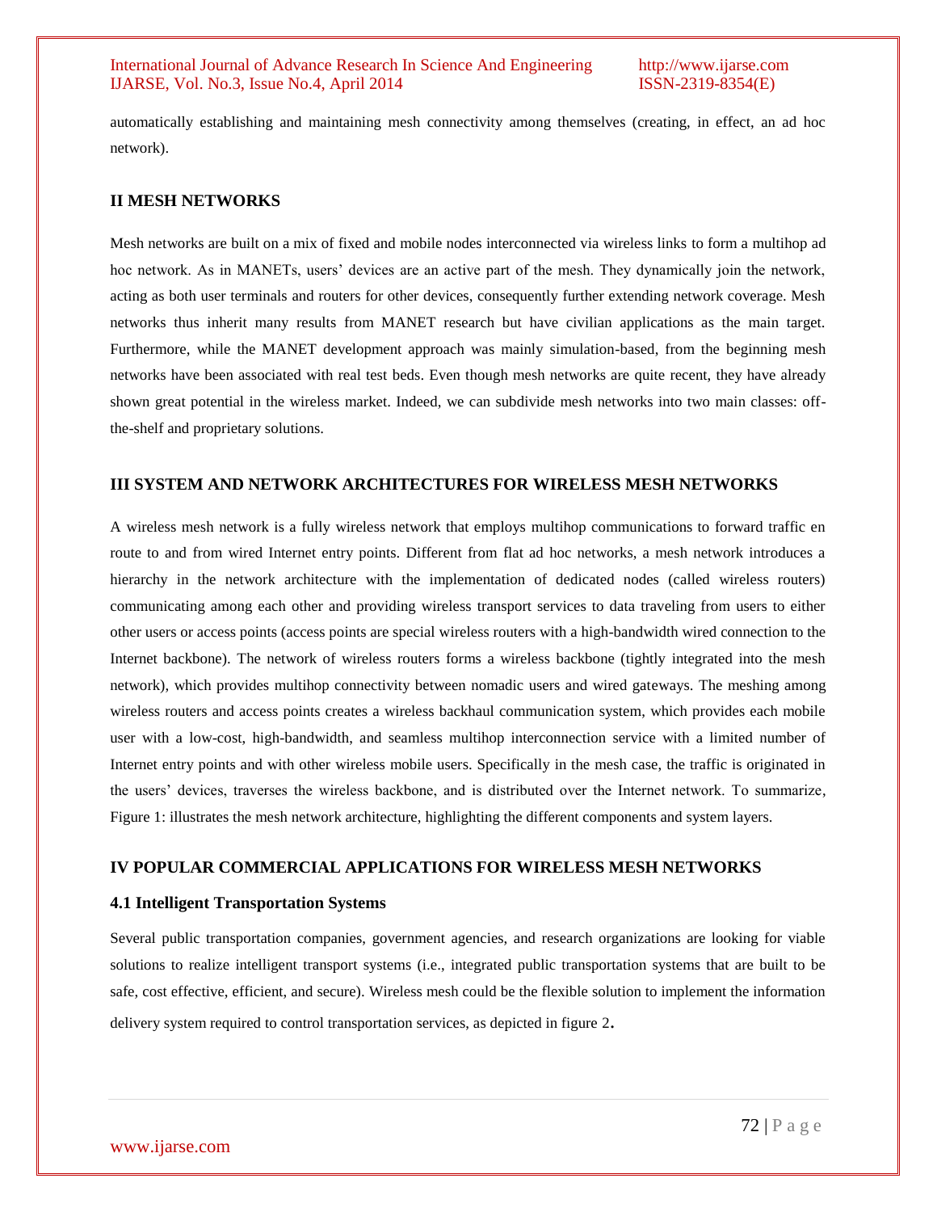automatically establishing and maintaining mesh connectivity among themselves (creating, in effect, an ad hoc network).

## II MESH NETWORKS

Mesh networks are built on a mix of fixed and mobile nodes interconnected via wireless links to form a multihop ad hoc network. As in MANETs, users' devices are an active part of the mesh. They dynamically join the network, acting as both user terminals and routers for other devices, consequently further extending network coverage. Mesh networks thus inherit many results from MANET research but have civilian applications as the main target. Furthermore, while the MANET development approach was mainly simulation-based, from the beginning mesh networks have been associated with real test beds. Even though mesh networks are quite recent, they have already shown great potential in the wireless market. Indeed, we can subdivide mesh networks into two main classes: off-the-shelf and proprietary solutions.

## III SYSTEM AND NETWORK ARCHITECTURES FOR WIRELESS MESH NETWORKS

A wireless mesh network is a fully wireless network that employs multihop communications to forward traffic en route to and from wired Internet entry points. Different from flat ad hoc networks, a mesh network introduces a hierarchy in the network architecture with the implementation of dedicated nodes (called wireless routers) communicating among each other and providing wireless transport services to data traveling from users to either other users or access points (access points are special wireless routers with a high-bandwidth wired connection to the Internet backbone). The network of wireless routers forms a wireless backbone (tightly integrated into the mesh network), which provides multihop connectivity between nomadic users and wired gateways. The meshing among wireless routers and access points creates a wireless backhaul communication system, which provides each mobile user with a low-cost, high-bandwidth, and seamless multihop interconnection service with a limited number of Internet entry points and with other wireless mobile users. Specifically in the mesh case, the traffic is originated in the users' devices, traverses the wireless backbone, and is distributed over the Internet network. To summarize, Figure 1: illustrates the mesh network architecture, highlighting the different components and system layers.

## IV POPULAR COMMERCIAL APPLICATIONS FOR WIRELESS MESH NETWORKS

### 4.1 Intelligent Transportation Systems

Several public transportation companies, government agencies, and research organizations are looking for viable solutions to realize intelligent transport systems (i.e., integrated public transportation systems that are built to be safe, cost effective, efficient, and secure). Wireless mesh could be the flexible solution to implement the information delivery system required to control transportation services, as depicted in figure 2.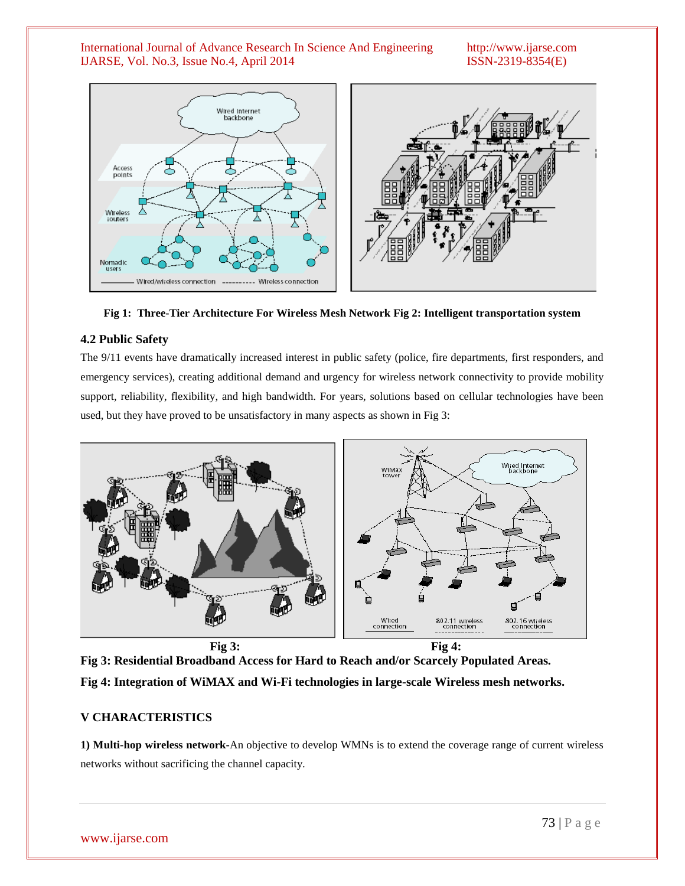**Fig 1: Three-Tier Architecture For Wireless Mesh Network Fig 2: Intelligent transportation system**

### 4.2 Public Safety

The 9/11 events have dramatically increased interest in public safety (police, fire departments, first responders, and emergency services), creating additional demand and urgency for wireless network connectivity to provide mobility support, reliability, flexibility, and high bandwidth. For years, solutions based on cellular technologies have been used, but they have proved to be unsatisfactory in many aspects as shown in Fig 3:

**Fig 3: Fig 4:**

**Fig 3: Residential Broadband Access for Hard to Reach and/or Scarcely Populated Areas.**

**Fig 4: Integration of WiMAX and Wi-Fi technologies in large-scale Wireless mesh networks.**

## V CHARACTERISTICS

**1) Multi-hop wireless network-**An objective to develop WMNs is to extend the coverage range of current wireless networks without sacrificing the channel capacity.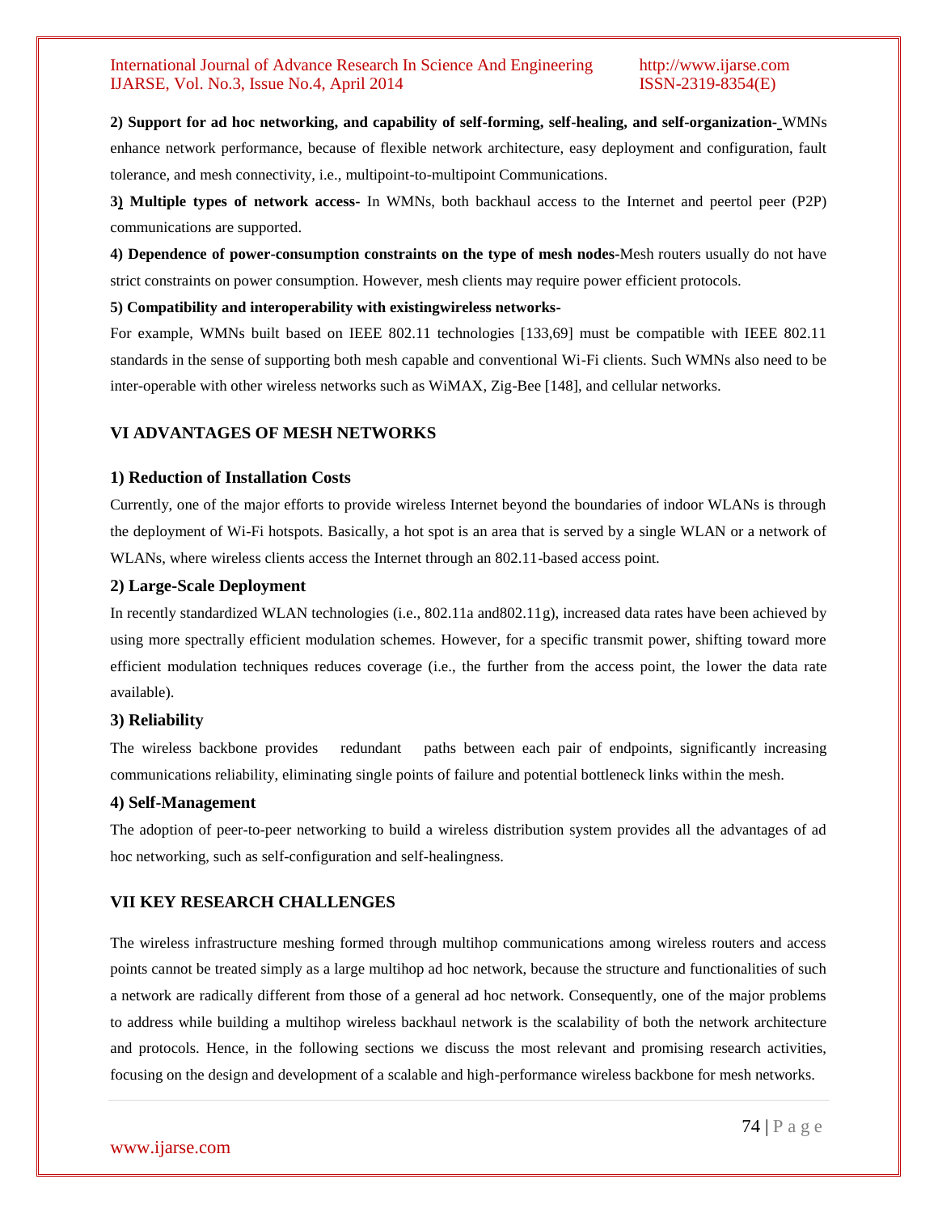**2) Support for ad hoc networking, and capability of self-forming, self-healing, and self-organization-** WMNs enhance network performance, because of flexible network architecture, easy deployment and configuration, fault tolerance, and mesh connectivity, i.e., multipoint-to-multipoint Communications.

**3) Multiple types of network access-** In WMNs, both backhaul access to the Internet and peertol peer (P2P) communications are supported.

**4) Dependence of power-consumption constraints on the type of mesh nodes-**Mesh routers usually do not have strict constraints on power consumption. However, mesh clients may require power efficient protocols.

**5) Compatibility and interoperability with existingwireless networks-**

For example, WMNs built based on IEEE 802.11 technologies [133,69] must be compatible with IEEE 802.11 standards in the sense of supporting both mesh capable and conventional Wi-Fi clients. Such WMNs also need to be inter-operable with other wireless networks such as WiMAX, Zig-Bee [148], and cellular networks.

## VI ADVANTAGES OF MESH NETWORKS

### 1) Reduction of Installation Costs

Currently, one of the major efforts to provide wireless Internet beyond the boundaries of indoor WLANs is through the deployment of Wi-Fi hotspots. Basically, a hot spot is an area that is served by a single WLAN or a network of WLANs, where wireless clients access the Internet through an 802.11-based access point.

### 2) Large-Scale Deployment

In recently standardized WLAN technologies (i.e., 802.11a and802.11g), increased data rates have been achieved by using more spectrally efficient modulation schemes. However, for a specific transmit power, shifting toward more efficient modulation techniques reduces coverage (i.e., the further from the access point, the lower the data rate available).

### 3) Reliability

The wireless backbone provides redundant paths between each pair of endpoints, significantly increasing communications reliability, eliminating single points of failure and potential bottleneck links within the mesh.

### 4) Self-Management

The adoption of peer-to-peer networking to build a wireless distribution system provides all the advantages of ad hoc networking, such as self-configuration and self-healingness.

## VII KEY RESEARCH CHALLENGES

The wireless infrastructure meshing formed through multihop communications among wireless routers and access points cannot be treated simply as a large multihop ad hoc network, because the structure and functionalities of such a network are radically different from those of a general ad hoc network. Consequently, one of the major problems to address while building a multihop wireless backhaul network is the scalability of both the network architecture and protocols. Hence, in the following sections we discuss the most relevant and promising research activities, focusing on the design and development of a scalable and high-performance wireless backbone for mesh networks.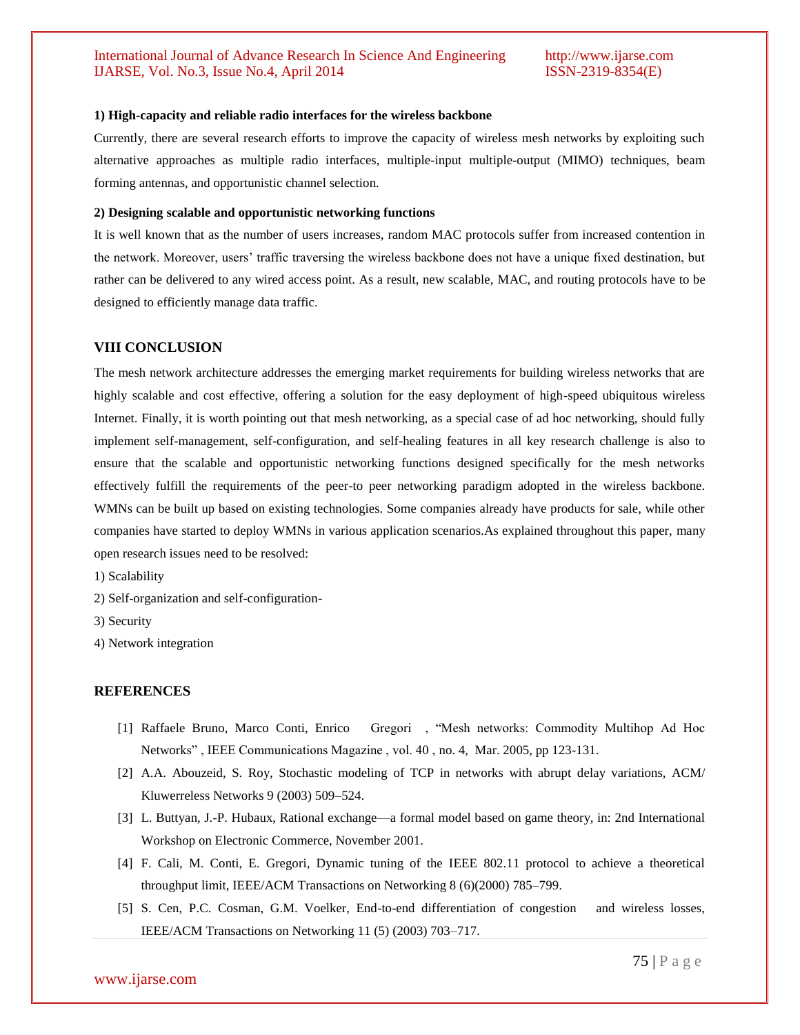**1) High-capacity and reliable radio interfaces for the wireless backbone**

Currently, there are several research efforts to improve the capacity of wireless mesh networks by exploiting such alternative approaches as multiple radio interfaces, multiple-input multiple-output (MIMO) techniques, beam forming antennas, and opportunistic channel selection.

**2) Designing scalable and opportunistic networking functions**

It is well known that as the number of users increases, random MAC protocols suffer from increased contention in the network. Moreover, users' traffic traversing the wireless backbone does not have a unique fixed destination, but rather can be delivered to any wired access point. As a result, new scalable, MAC, and routing protocols have to be designed to efficiently manage data traffic.

## VIII CONCLUSION

The mesh network architecture addresses the emerging market requirements for building wireless networks that are highly scalable and cost effective, offering a solution for the easy deployment of high-speed ubiquitous wireless Internet. Finally, it is worth pointing out that mesh networking, as a special case of ad hoc networking, should fully implement self-management, self-configuration, and self-healing features in all key research challenge is also to ensure that the scalable and opportunistic networking functions designed specifically for the mesh networks effectively fulfill the requirements of the peer-to peer networking paradigm adopted in the wireless backbone. WMNs can be built up based on existing technologies. Some companies already have products for sale, while other companies have started to deploy WMNs in various application scenarios.As explained throughout this paper, many open research issues need to be resolved:

1) Scalability

2) Self-organization and self-configuration-

3) Security

4) Network integration

## REFERENCES

[1] Raffaele Bruno, Marco Conti, Enrico Gregori , "Mesh networks: Commodity Multihop Ad Hoc Networks" , IEEE Communications Magazine , vol. 40 , no. 4, Mar. 2005, pp 123-131.

[2] A.A. Abouzeid, S. Roy, Stochastic modeling of TCP in networks with abrupt delay variations, ACM/ Kluwerreless Networks 9 (2003) 509–524.

[3] L. Buttyan, J.-P. Hubaux, Rational exchange—a formal model based on game theory, in: 2nd International Workshop on Electronic Commerce, November 2001.

[4] F. Cali, M. Conti, E. Gregori, Dynamic tuning of the IEEE 802.11 protocol to achieve a theoretical throughput limit, IEEE/ACM Transactions on Networking 8 (6)(2000) 785–799.

[5] S. Cen, P.C. Cosman, G.M. Voelker, End-to-end differentiation of congestion and wireless losses, IEEE/ACM Transactions on Networking 11 (5) (2003) 703–717.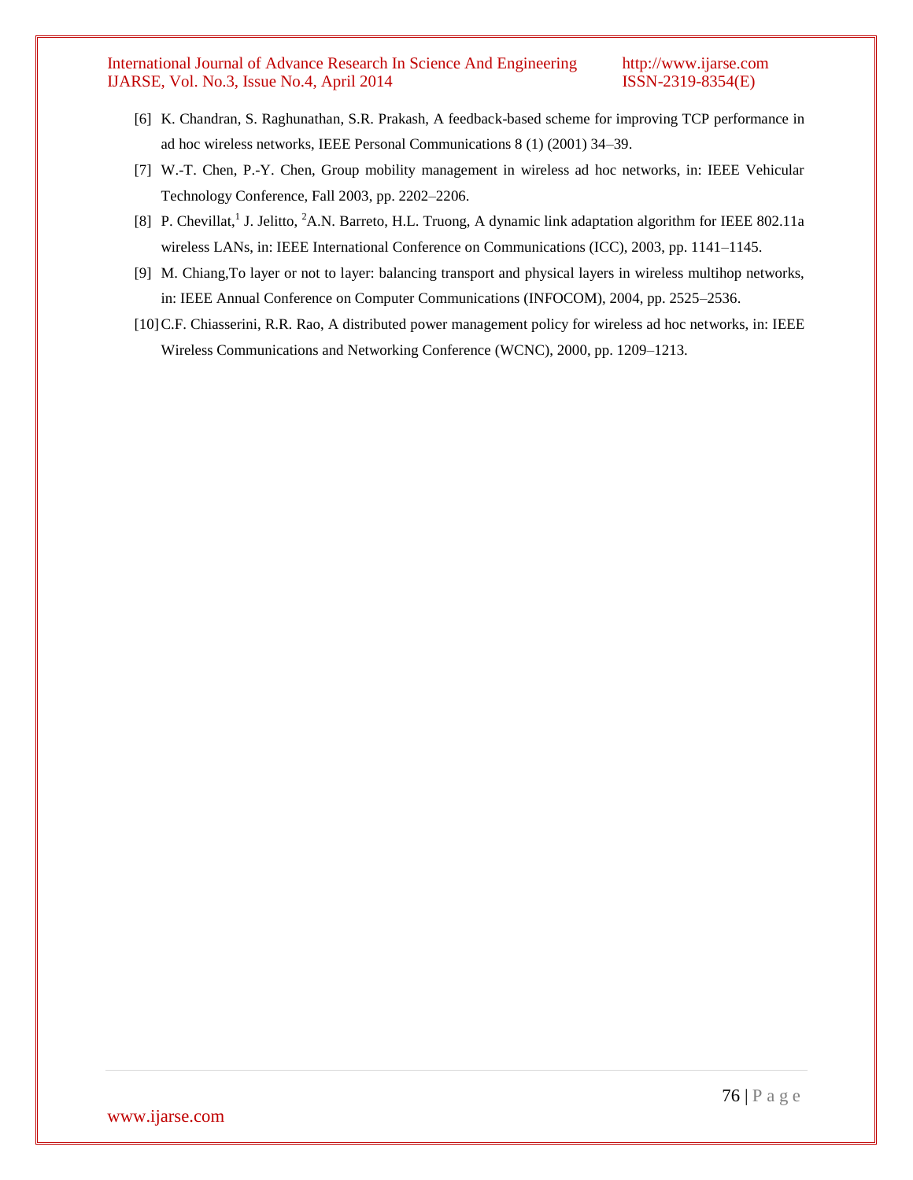[6] K. Chandran, S. Raghunathan, S.R. Prakash, A feedback-based scheme for improving TCP performance in ad hoc wireless networks, IEEE Personal Communications 8 (1) (2001) 34–39.

[7] W.-T. Chen, P.-Y. Chen, Group mobility management in wireless ad hoc networks, in: IEEE Vehicular Technology Conference, Fall 2003, pp. 2202–2206.

[8] P. Chevillat,[1] J. Jelitto, [2]A.N. Barreto, H.L. Truong, A dynamic link adaptation algorithm for IEEE 802.11a wireless LANs, in: IEEE International Conference on Communications (ICC), 2003, pp. 1141–1145.

[9] M. Chiang,To layer or not to layer: balancing transport and physical layers in wireless multihop networks, in: IEEE Annual Conference on Computer Communications (INFOCOM), 2004, pp. 2525–2536.

[10] C.F. Chiasserini, R.R. Rao, A distributed power management policy for wireless ad hoc networks, in: IEEE Wireless Communications and Networking Conference (WCNC), 2000, pp. 1209–1213.